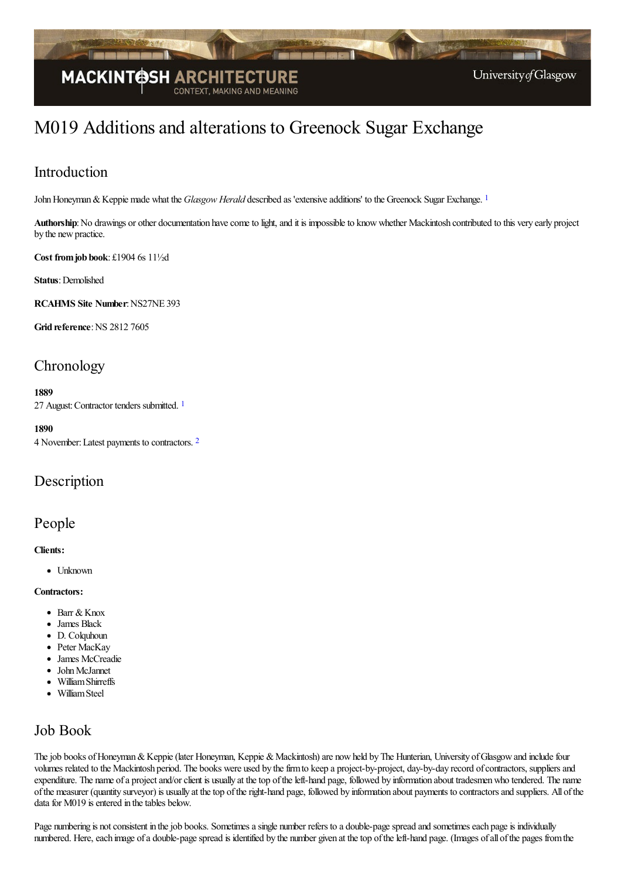# M019 Additions and alterations to Greenock Sugar Exchange

## Introduction

John Honeyman & Keppie made what the *Glasgow Herald* described as 'extensive additions' to the Greenock Sugar Exchange. [1]

**Authorship**: No drawings or other documentation have come to light, and it is impossible to know whether Mackintosh contributed to this very early project by the new practice.

**Cost from job book**: £1904 6s 11½d

**Status**: Demolished

**RCAHMS Site Number**: NS27NE 393

**Grid reference**: NS 2812 7605

## Chronology

**1889**
27 August: Contractor tenders submitted. [1]

**1890**
4 November: Latest payments to contractors. [2]

## Description

## People

**Clients:**

- Unknown

**Contractors:**

- Barr & Knox
- James Black
- D. Colquhoun
- Peter MacKay
- James McCreadie
- John McJannet
- William Shirreffs
- William Steel

## Job Book

The job books of Honeyman & Keppie (later Honeyman, Keppie & Mackintosh) are now held by The Hunterian, University of Glasgow and include four volumes related to the Mackintosh period. The books were used by the firm to keep a project-by-project, day-by-day record of contractors, suppliers and expenditure. The name of a project and/or client is usually at the top of the left-hand page, followed by information about tradesmen who tendered. The name of the measurer (quantity surveyor) is usually at the top of the right-hand page, followed by information about payments to contractors and suppliers. All of the data for M019 is entered in the tables below.

Page numbering is not consistent in the job books. Sometimes a single number refers to a double-page spread and sometimes each page is individually numbered. Here, each image of a double-page spread is identified by the number given at the top of the left-hand page. (Images of all of the pages from the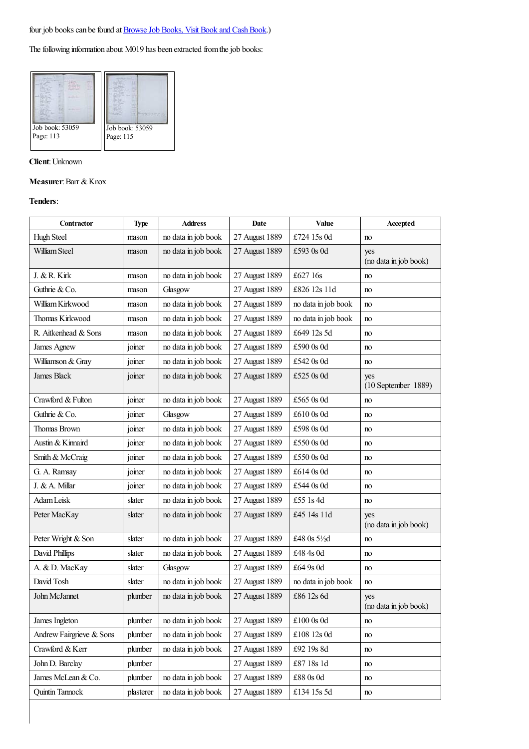four job books can be found at Browse Job Books, Visit Book and Cash Book.)

The following information about M019 has been extracted from the job books:

Job book: 53059
Page: 113

Job book: 53059
Page: 115

**Client**: Unknown

**Measurer**: Barr & Knox

**Tenders**:

| Contractor | Type | Address | Date | Value | Accepted |
|---|---|---|---|---|---|
| Hugh Steel | mason | no data in job book | 27 August 1889 | £724 15s 0d | no |
| William Steel | mason | no data in job book | 27 August 1889 | £593 0s 0d | yes (no data in job book) |
| J. & R. Kirk | mason | no data in job book | 27 August 1889 | £627 16s | no |
| Guthrie & Co. | mason | Glasgow | 27 August 1889 | £826 12s 11d | no |
| William Kirkwood | mason | no data in job book | 27 August 1889 | no data in job book | no |
| Thomas Kirkwood | mason | no data in job book | 27 August 1889 | no data in job book | no |
| R. Aitkenhead & Sons | mason | no data in job book | 27 August 1889 | £649 12s 5d | no |
| James Agnew | joiner | no data in job book | 27 August 1889 | £590 0s 0d | no |
| Williamson & Gray | joiner | no data in job book | 27 August 1889 | £542 0s 0d | no |
| James Black | joiner | no data in job book | 27 August 1889 | £525 0s 0d | yes (10 September 1889) |
| Crawford & Fulton | joiner | no data in job book | 27 August 1889 | £565 0s 0d | no |
| Guthrie & Co. | joiner | Glasgow | 27 August 1889 | £610 0s 0d | no |
| Thomas Brown | joiner | no data in job book | 27 August 1889 | £598 0s 0d | no |
| Austin & Kinnaird | joiner | no data in job book | 27 August 1889 | £550 0s 0d | no |
| Smith & McCraig | joiner | no data in job book | 27 August 1889 | £550 0s 0d | no |
| G. A. Ramsay | joiner | no data in job book | 27 August 1889 | £614 0s 0d | no |
| J. & A. Millar | joiner | no data in job book | 27 August 1889 | £544 0s 0d | no |
| Adam Leisk | slater | no data in job book | 27 August 1889 | £55 1s 4d | no |
| Peter MacKay | slater | no data in job book | 27 August 1889 | £45 14s 11d | yes (no data in job book) |
| Peter Wright & Son | slater | no data in job book | 27 August 1889 | £48 0s 5½d | no |
| David Phillips | slater | no data in job book | 27 August 1889 | £48 4s 0d | no |
| A. & D. MacKay | slater | Glasgow | 27 August 1889 | £64 9s 0d | no |
| David Tosh | slater | no data in job book | 27 August 1889 | no data in job book | no |
| John McJannet | plumber | no data in job book | 27 August 1889 | £86 12s 6d | yes (no data in job book) |
| James Ingleton | plumber | no data in job book | 27 August 1889 | £100 0s 0d | no |
| Andrew Fairgrieve & Sons | plumber | no data in job book | 27 August 1889 | £108 12s 0d | no |
| Crawford & Kerr | plumber | no data in job book | 27 August 1889 | £92 19s 8d | no |
| John D. Barclay | plumber | | 27 August 1889 | £87 18s 1d | no |
| James McLean & Co. | plumber | no data in job book | 27 August 1889 | £88 0s 0d | no |
| Quintin Tannock | plasterer | no data in job book | 27 August 1889 | £134 15s 5d | no |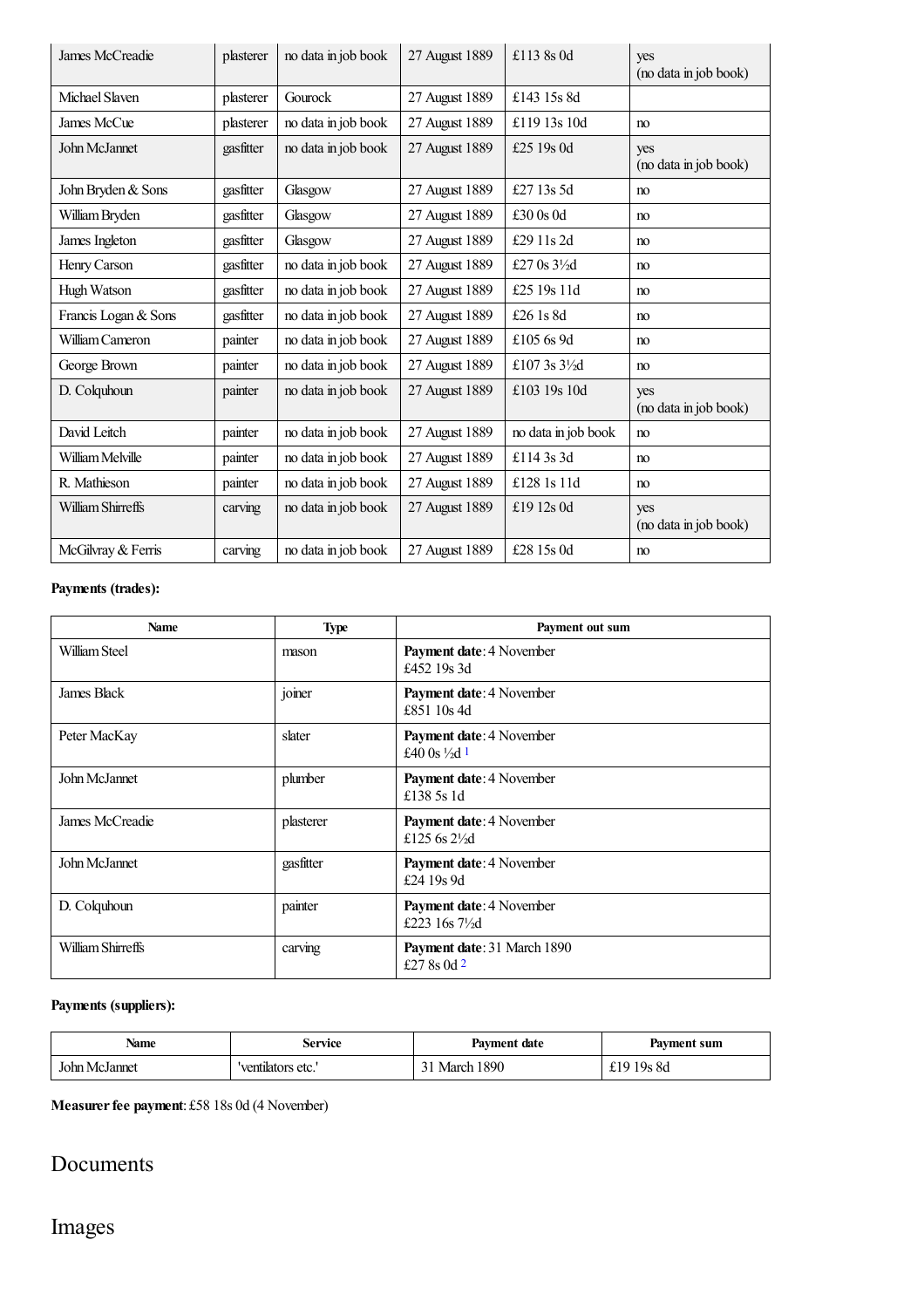| | | | | | |
|---|---|---|---|---|---|
| James McCreadie | plasterer | no data in job book | 27 August 1889 | £113 8s 0d | yes (no data in job book) |
| Michael Slaven | plasterer | Gourock | 27 August 1889 | £143 15s 8d | |
| James McCue | plasterer | no data in job book | 27 August 1889 | £119 13s 10d | no |
| John McJannet | gasfitter | no data in job book | 27 August 1889 | £25 19s 0d | yes (no data in job book) |
| John Bryden & Sons | gasfitter | Glasgow | 27 August 1889 | £27 13s 5d | no |
| William Bryden | gasfitter | Glasgow | 27 August 1889 | £30 0s 0d | no |
| James Ingleton | gasfitter | Glasgow | 27 August 1889 | £29 11s 2d | no |
| Henry Carson | gasfitter | no data in job book | 27 August 1889 | £27 0s 3½d | no |
| Hugh Watson | gasfitter | no data in job book | 27 August 1889 | £25 19s 11d | no |
| Francis Logan & Sons | gasfitter | no data in job book | 27 August 1889 | £26 1s 8d | no |
| William Cameron | painter | no data in job book | 27 August 1889 | £105 6s 9d | no |
| George Brown | painter | no data in job book | 27 August 1889 | £107 3s 3½d | no |
| D. Colquhoun | painter | no data in job book | 27 August 1889 | £103 19s 10d | yes (no data in job book) |
| David Leitch | painter | no data in job book | 27 August 1889 | no data in job book | no |
| William Melville | painter | no data in job book | 27 August 1889 | £114 3s 3d | no |
| R. Mathieson | painter | no data in job book | 27 August 1889 | £128 1s 11d | no |
| William Shirreffs | carving | no data in job book | 27 August 1889 | £19 12s 0d | yes (no data in job book) |
| McGilvray & Ferris | carving | no data in job book | 27 August 1889 | £28 15s 0d | no |

**Payments (trades):**

| Name | Type | Payment out sum |
|---|---|---|
| William Steel | mason | **Payment date**: 4 November £452 19s 3d |
| James Black | joiner | **Payment date**: 4 November £851 10s 4d |
| Peter MacKay | slater | **Payment date**: 4 November £40 0s ½d [1] |
| John McJannet | plumber | **Payment date**: 4 November £138 5s 1d |
| James McCreadie | plasterer | **Payment date**: 4 November £125 6s 2½d |
| John McJannet | gasfitter | **Payment date**: 4 November £24 19s 9d |
| D. Colquhoun | painter | **Payment date**: 4 November £223 16s 7½d |
| William Shirreffs | carving | **Payment date**: 31 March 1890 £27 8s 0d [2] |

**Payments (suppliers):**

| Name | Service | Payment date | Payment sum |
|---|---|---|---|
| John McJannet | 'ventilators etc.' | 31 March 1890 | £19 19s 8d |

**Measurer fee payment**: £58 18s 0d (4 November)

## Documents

## Images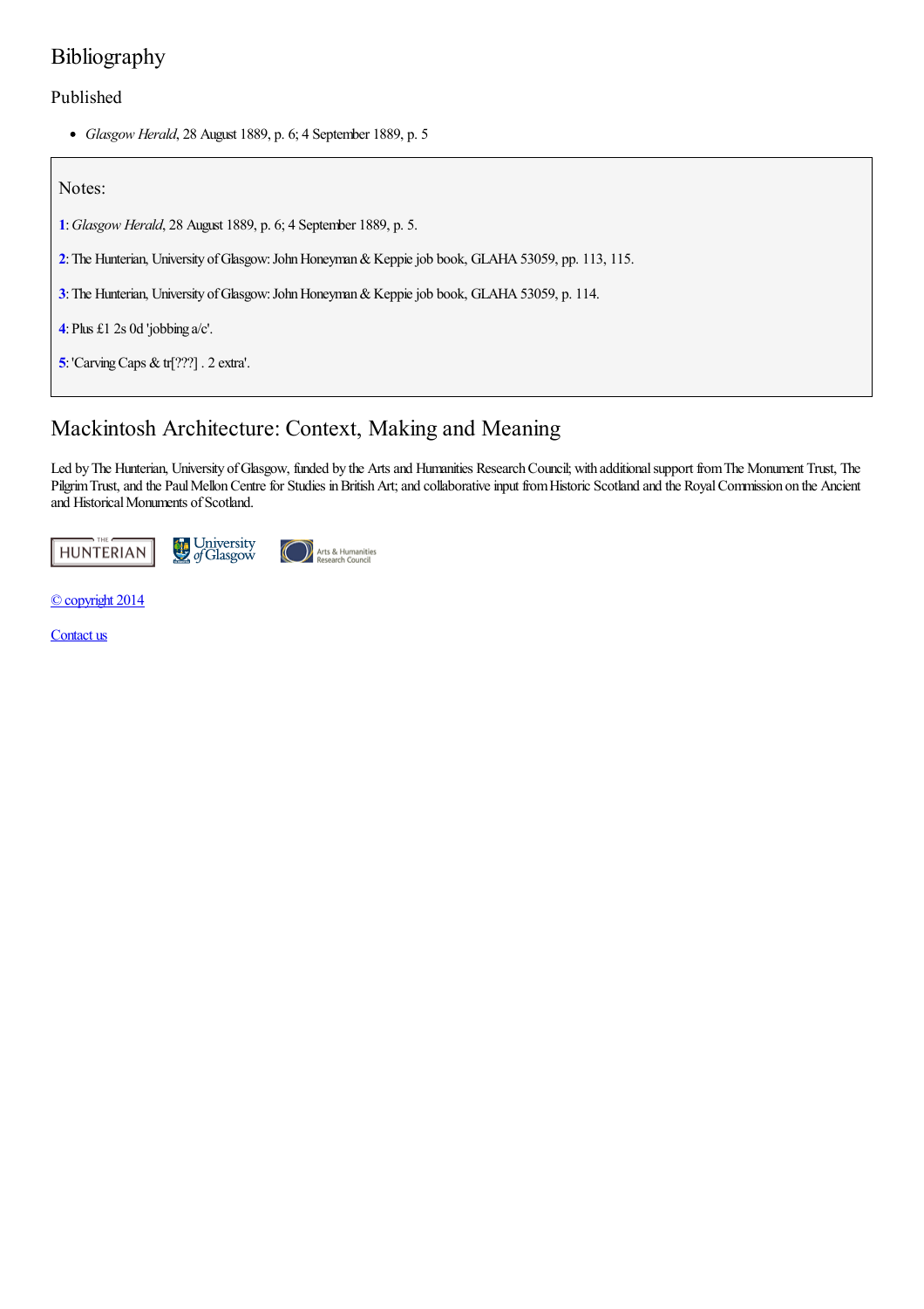## Bibliography

### Published

- *Glasgow Herald*, 28 August 1889, p. 6; 4 September 1889, p. 5

Notes:

**1**: *Glasgow Herald*, 28 August 1889, p. 6; 4 September 1889, p. 5.

**2**: The Hunterian, University of Glasgow: John Honeyman & Keppie job book, GLAHA 53059, pp. 113, 115.

**3**: The Hunterian, University of Glasgow: John Honeyman & Keppie job book, GLAHA 53059, p. 114.

**4**: Plus £1 2s 0d 'jobbing a/c'.

**5**: 'Carving Caps & tr[???] . 2 extra'.

## Mackintosh Architecture: Context, Making and Meaning

Led by The Hunterian, University of Glasgow, funded by the Arts and Humanities Research Council; with additional support from The Monument Trust, The Pilgrim Trust, and the Paul Mellon Centre for Studies in British Art; and collaborative input from Historic Scotland and the Royal Commission on the Ancient and Historical Monuments of Scotland.

THE HUNTERIAN University of Glasgow Arts & Humanities Research Council

© copyright 2014

Contact us